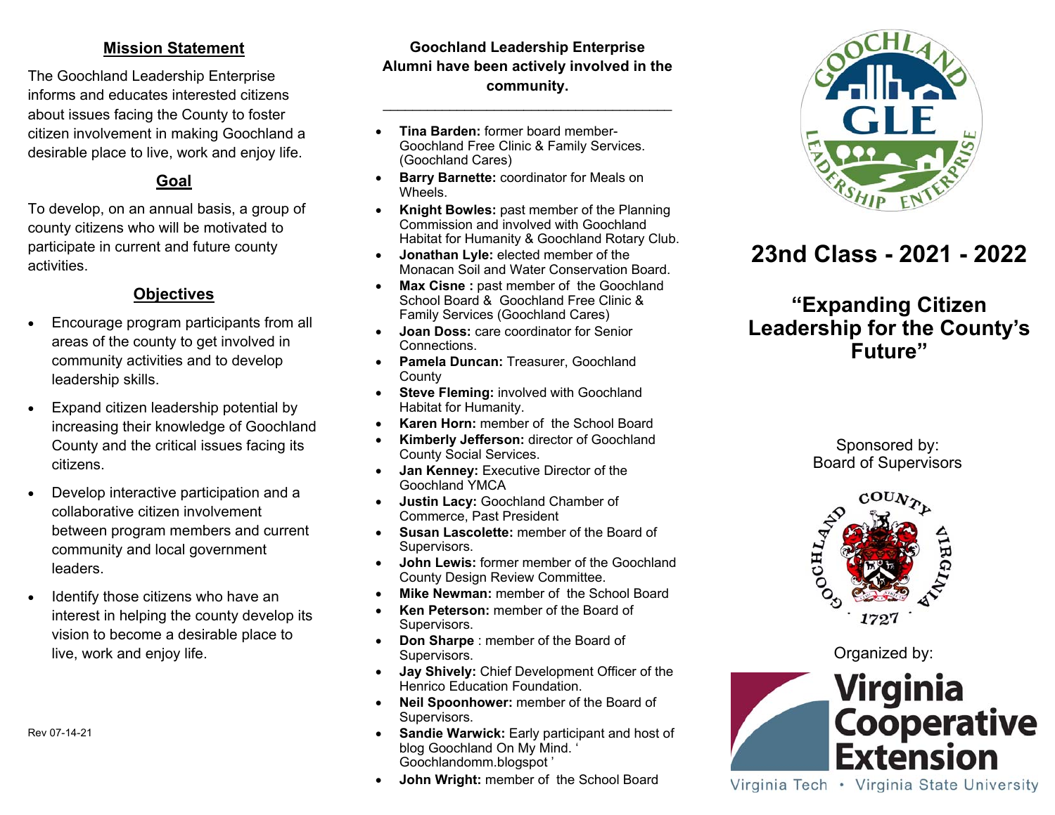## Mission Statement

The Goochland Leadership Enterprise informs and educates interested citizens about issues facing the County to foster citizen involvement in making Goochland a desirable place to live, work and enjoy life.

## Goal

To develop, on an annual basis, a group of county citizens who will be motivated to participate in current and future county activities.

## Objectives

- Encourage program participants from all areas of the county to get involved in community activities and to develop leadership skills.
- Expand citizen leadership potential by increasing their knowledge of Goochland County and the critical issues facing its citizens.
- Develop interactive participation and a collaborative citizen involvement between program members and current community and local government leaders.
- Identify those citizens who have an interest in helping the county develop its vision to become a desirable place to live, work and enjoy life.

Rev 07-14-21

**Goochland Leadership Enterprise Alumni have been actively involved in the community.**

---

- **Tina Barden:** former board member- Goochland Free Clinic & Family Services. (Goochland Cares)
- **Barry Barnette:** coordinator for Meals on Wheels.
- **Knight Bowles:** past member of the Planning Commission and involved with Goochland Habitat for Humanity & Goochland Rotary Club.
- **Jonathan Lyle:** elected member of the Monacan Soil and Water Conservation Board.
- **Max Cisne :** past member of the Goochland School Board & Goochland Free Clinic & Family Services (Goochland Cares)
- **Joan Doss:** care coordinator for Senior Connections.
- **Pamela Duncan:** Treasurer, Goochland County
- **Steve Fleming:** involved with Goochland Habitat for Humanity.
- **Karen Horn:** member of the School Board
- **Kimberly Jefferson:** director of Goochland County Social Services.
- **Jan Kenney:** Executive Director of the Goochland YMCA
- **Justin Lacy:** Goochland Chamber of Commerce, Past President
- **Susan Lascolette:** member of the Board of Supervisors.
- **John Lewis:** former member of the Goochland County Design Review Committee.
- **Mike Newman:** member of the School Board
- **Ken Peterson:** member of the Board of Supervisors.
- **Don Sharpe** : member of the Board of Supervisors.
- **Jay Shively:** Chief Development Officer of the Henrico Education Foundation.
- **Neil Spoonhower:** member of the Board of Supervisors.
- **Sandie Warwick:** Early participant and host of blog Goochland On My Mind. ' Goochlandomm.blogspot '
- **John Wright:** member of the School Board

GOOCHLAND GLE LEADERSHIP ENTERPRISE

# 23nd Class - 2021 - 2022

## "Expanding Citizen Leadership for the County's Future"

Sponsored by:
Board of Supervisors

GOOCHLAND COUNTY VIRGINIA 1727

Organized by:

Virginia Cooperative Extension
Virginia Tech • Virginia State University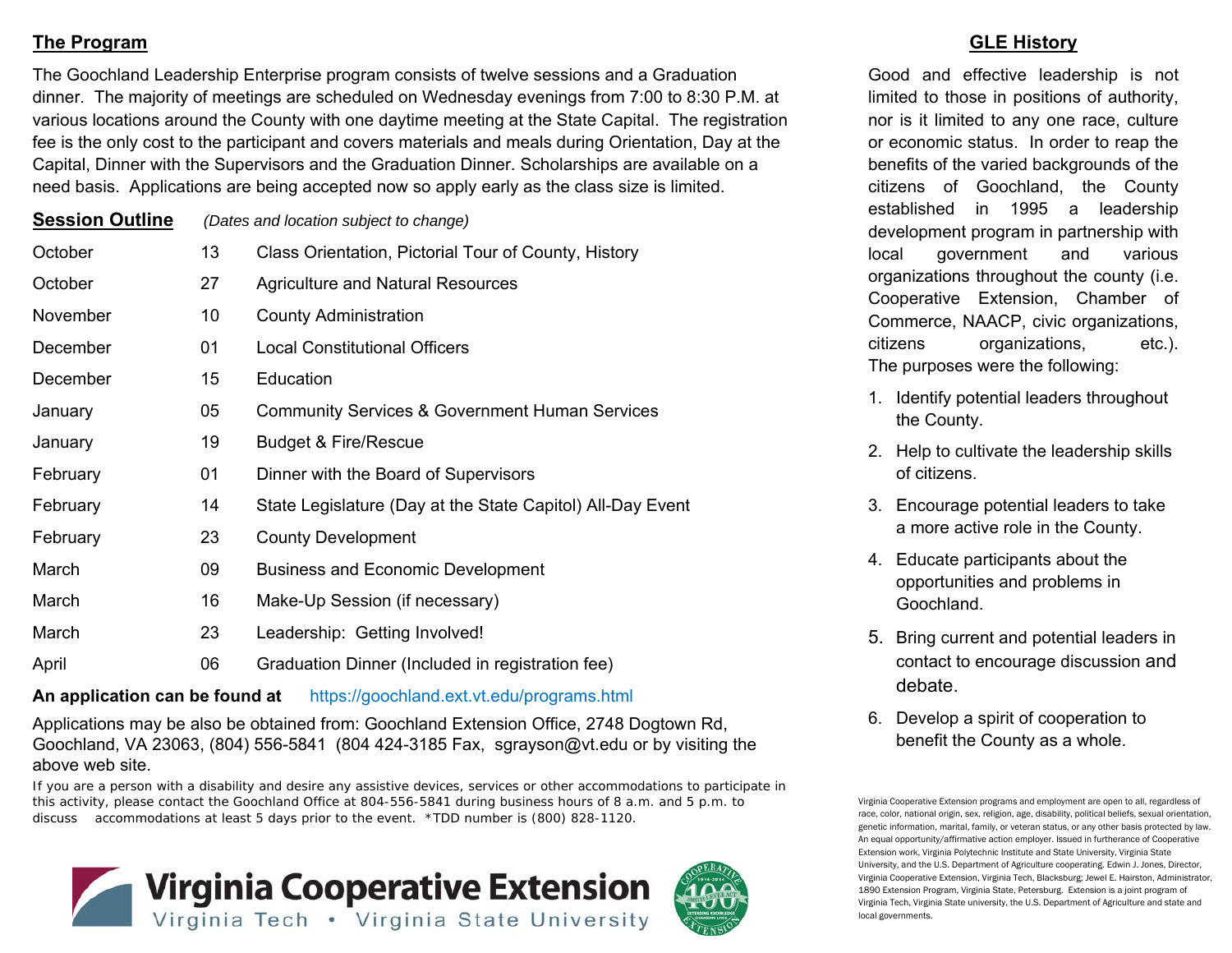## The Program

The Goochland Leadership Enterprise program consists of twelve sessions and a Graduation dinner. The majority of meetings are scheduled on Wednesday evenings from 7:00 to 8:30 P.M. at various locations around the County with one daytime meeting at the State Capital. The registration fee is the only cost to the participant and covers materials and meals during Orientation, Day at the Capital, Dinner with the Supervisors and the Graduation Dinner. Scholarships are available on a need basis. Applications are being accepted now so apply early as the class size is limited.

## Session Outline

*(Dates and location subject to change)*

| | | |
|---|---|---|
| October | 13 | Class Orientation, Pictorial Tour of County, History |
| October | 27 | Agriculture and Natural Resources |
| November | 10 | County Administration |
| December | 01 | Local Constitutional Officers |
| December | 15 | Education |
| January | 05 | Community Services & Government Human Services |
| January | 19 | Budget & Fire/Rescue |
| February | 01 | Dinner with the Board of Supervisors |
| February | 14 | State Legislature (Day at the State Capitol) All-Day Event |
| February | 23 | County Development |
| March | 09 | Business and Economic Development |
| March | 16 | Make-Up Session (if necessary) |
| March | 23 | Leadership: Getting Involved! |
| April | 06 | Graduation Dinner (Included in registration fee) |

**An application can be found at** https://goochland.ext.vt.edu/programs.html

Applications may be also be obtained from: Goochland Extension Office, 2748 Dogtown Rd, Goochland, VA 23063, (804) 556-5841 (804 424-3185 Fax, sgrayson@vt.edu or by visiting the above web site.

If you are a person with a disability and desire any assistive devices, services or other accommodations to participate in this activity, please contact the Goochland Office at 804-556-5841 during business hours of 8 a.m. and 5 p.m. to discuss accommodations at least 5 days prior to the event. *TDD number is (800) 828-1120.

Virginia Cooperative Extension
Virginia Tech • Virginia State University

## GLE History

Good and effective leadership is not limited to those in positions of authority, nor is it limited to any one race, culture or economic status. In order to reap the benefits of the varied backgrounds of the citizens of Goochland, the County established in 1995 a leadership development program in partnership with local government and various organizations throughout the county (i.e. Cooperative Extension, Chamber of Commerce, NAACP, civic organizations, citizens organizations, etc.). The purposes were the following:

1. Identify potential leaders throughout the County.
2. Help to cultivate the leadership skills of citizens.
3. Encourage potential leaders to take a more active role in the County.
4. Educate participants about the opportunities and problems in Goochland.
5. Bring current and potential leaders in contact to encourage discussion and debate.
6. Develop a spirit of cooperation to benefit the County as a whole.

Virginia Cooperative Extension programs and employment are open to all, regardless of race, color, national origin, sex, religion, age, disability, political beliefs, sexual orientation, genetic information, marital, family, or veteran status, or any other basis protected by law. An equal opportunity/affirmative action employer. Issued in furtherance of Cooperative Extension work, Virginia Polytechnic Institute and State University, Virginia State University, and the U.S. Department of Agriculture cooperating. Edwin J. Jones, Director, Virginia Cooperative Extension, Virginia Tech, Blacksburg; Jewel E. Hairston, Administrator, 1890 Extension Program, Virginia State, Petersburg. Extension is a joint program of Virginia Tech, Virginia State university, the U.S. Department of Agriculture and state and local governments.